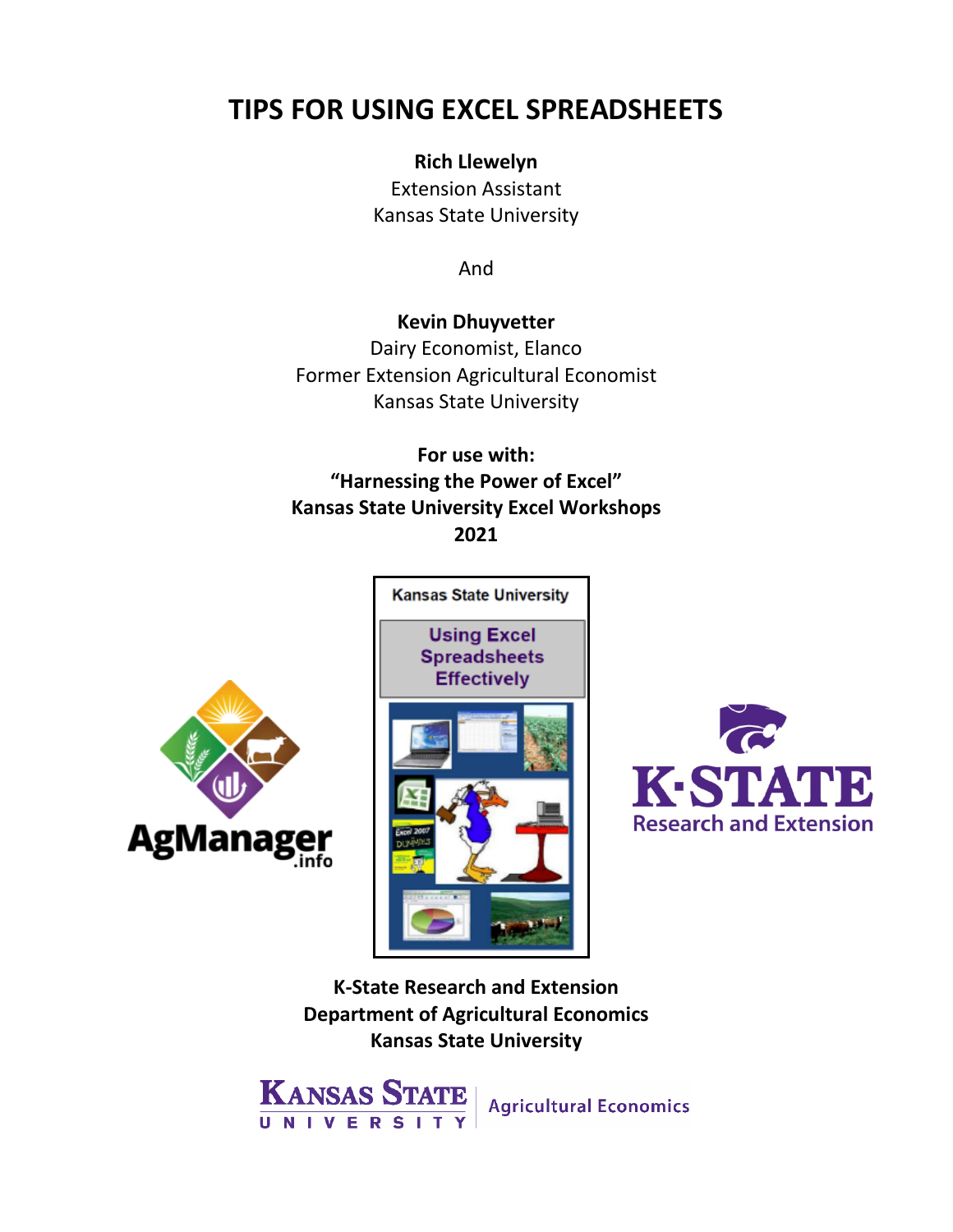# TIPS FOR USING EXCEL SPREADSHEETS

**Rich Llewelyn**
Extension Assistant
Kansas State University

And

**Kevin Dhuyvetter**
Dairy Economist, Elanco
Former Extension Agricultural Economist
Kansas State University

**For use with:**
**"Harnessing the Power of Excel"**
**Kansas State University Excel Workshops**
**2021**

**K-State Research and Extension**
**Department of Agricultural Economics**
**Kansas State University**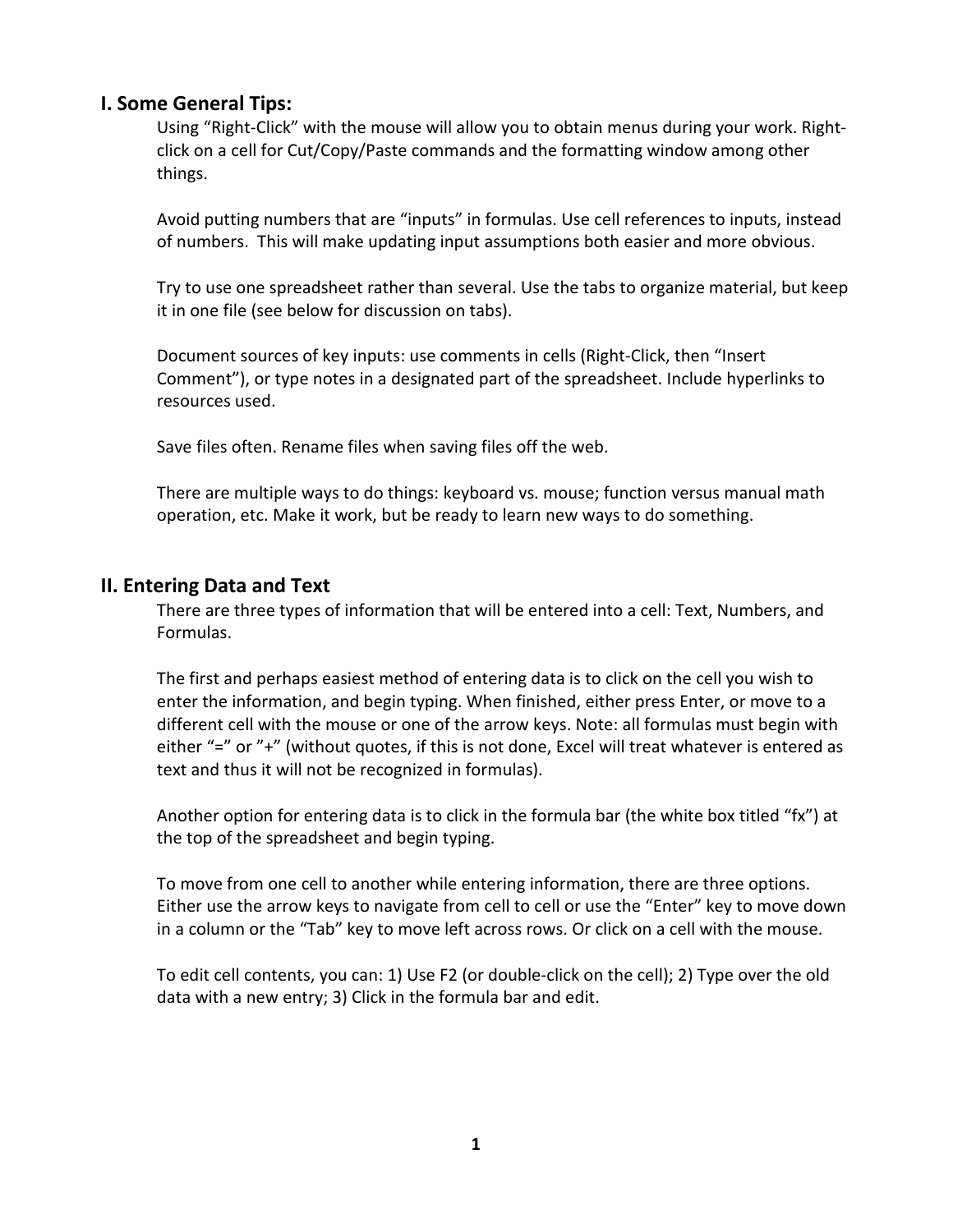## I. Some General Tips:

Using "Right-Click" with the mouse will allow you to obtain menus during your work. Right-click on a cell for Cut/Copy/Paste commands and the formatting window among other things.

Avoid putting numbers that are "inputs" in formulas. Use cell references to inputs, instead of numbers. This will make updating input assumptions both easier and more obvious.

Try to use one spreadsheet rather than several. Use the tabs to organize material, but keep it in one file (see below for discussion on tabs).

Document sources of key inputs: use comments in cells (Right-Click, then "Insert Comment"), or type notes in a designated part of the spreadsheet. Include hyperlinks to resources used.

Save files often. Rename files when saving files off the web.

There are multiple ways to do things: keyboard vs. mouse; function versus manual math operation, etc. Make it work, but be ready to learn new ways to do something.

## II. Entering Data and Text

There are three types of information that will be entered into a cell: Text, Numbers, and Formulas.

The first and perhaps easiest method of entering data is to click on the cell you wish to enter the information, and begin typing. When finished, either press Enter, or move to a different cell with the mouse or one of the arrow keys. Note: all formulas must begin with either "=" or "+" (without quotes, if this is not done, Excel will treat whatever is entered as text and thus it will not be recognized in formulas).

Another option for entering data is to click in the formula bar (the white box titled "fx") at the top of the spreadsheet and begin typing.

To move from one cell to another while entering information, there are three options. Either use the arrow keys to navigate from cell to cell or use the "Enter" key to move down in a column or the "Tab" key to move left across rows. Or click on a cell with the mouse.

To edit cell contents, you can: 1) Use F2 (or double-click on the cell); 2) Type over the old data with a new entry; 3) Click in the formula bar and edit.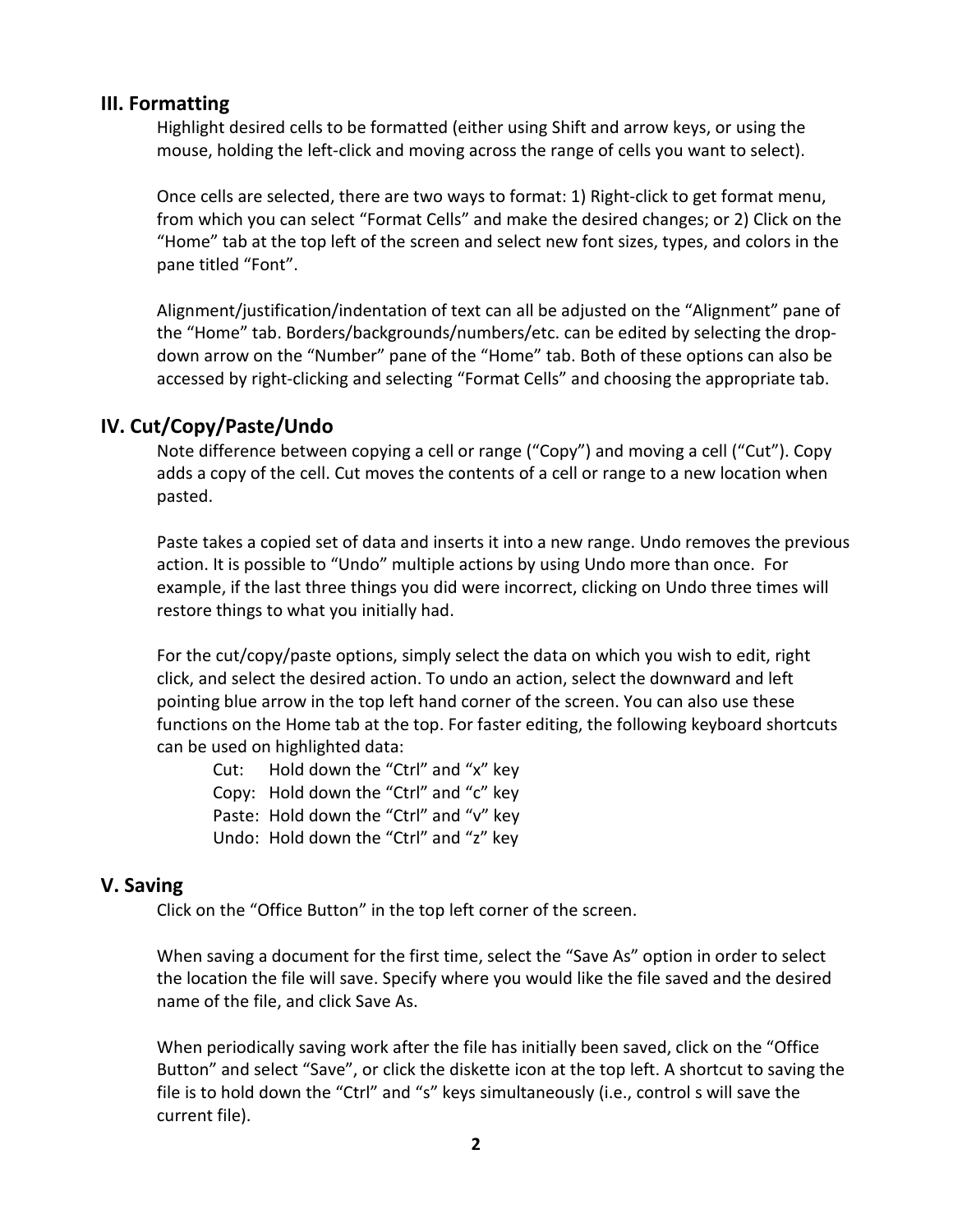## III. Formatting

Highlight desired cells to be formatted (either using Shift and arrow keys, or using the mouse, holding the left-click and moving across the range of cells you want to select).

Once cells are selected, there are two ways to format: 1) Right-click to get format menu, from which you can select "Format Cells" and make the desired changes; or 2) Click on the "Home" tab at the top left of the screen and select new font sizes, types, and colors in the pane titled "Font".

Alignment/justification/indentation of text can all be adjusted on the "Alignment" pane of the "Home" tab. Borders/backgrounds/numbers/etc. can be edited by selecting the drop-down arrow on the "Number" pane of the "Home" tab. Both of these options can also be accessed by right-clicking and selecting "Format Cells" and choosing the appropriate tab.

## IV. Cut/Copy/Paste/Undo

Note difference between copying a cell or range ("Copy") and moving a cell ("Cut"). Copy adds a copy of the cell. Cut moves the contents of a cell or range to a new location when pasted.

Paste takes a copied set of data and inserts it into a new range. Undo removes the previous action. It is possible to "Undo" multiple actions by using Undo more than once. For example, if the last three things you did were incorrect, clicking on Undo three times will restore things to what you initially had.

For the cut/copy/paste options, simply select the data on which you wish to edit, right click, and select the desired action. To undo an action, select the downward and left pointing blue arrow in the top left hand corner of the screen. You can also use these functions on the Home tab at the top. For faster editing, the following keyboard shortcuts can be used on highlighted data:

- Cut: Hold down the "Ctrl" and "x" key
- Copy: Hold down the "Ctrl" and "c" key
- Paste: Hold down the "Ctrl" and "v" key
- Undo: Hold down the "Ctrl" and "z" key

## V. Saving

Click on the "Office Button" in the top left corner of the screen.

When saving a document for the first time, select the "Save As" option in order to select the location the file will save. Specify where you would like the file saved and the desired name of the file, and click Save As.

When periodically saving work after the file has initially been saved, click on the "Office Button" and select "Save", or click the diskette icon at the top left. A shortcut to saving the file is to hold down the "Ctrl" and "s" keys simultaneously (i.e., control s will save the current file).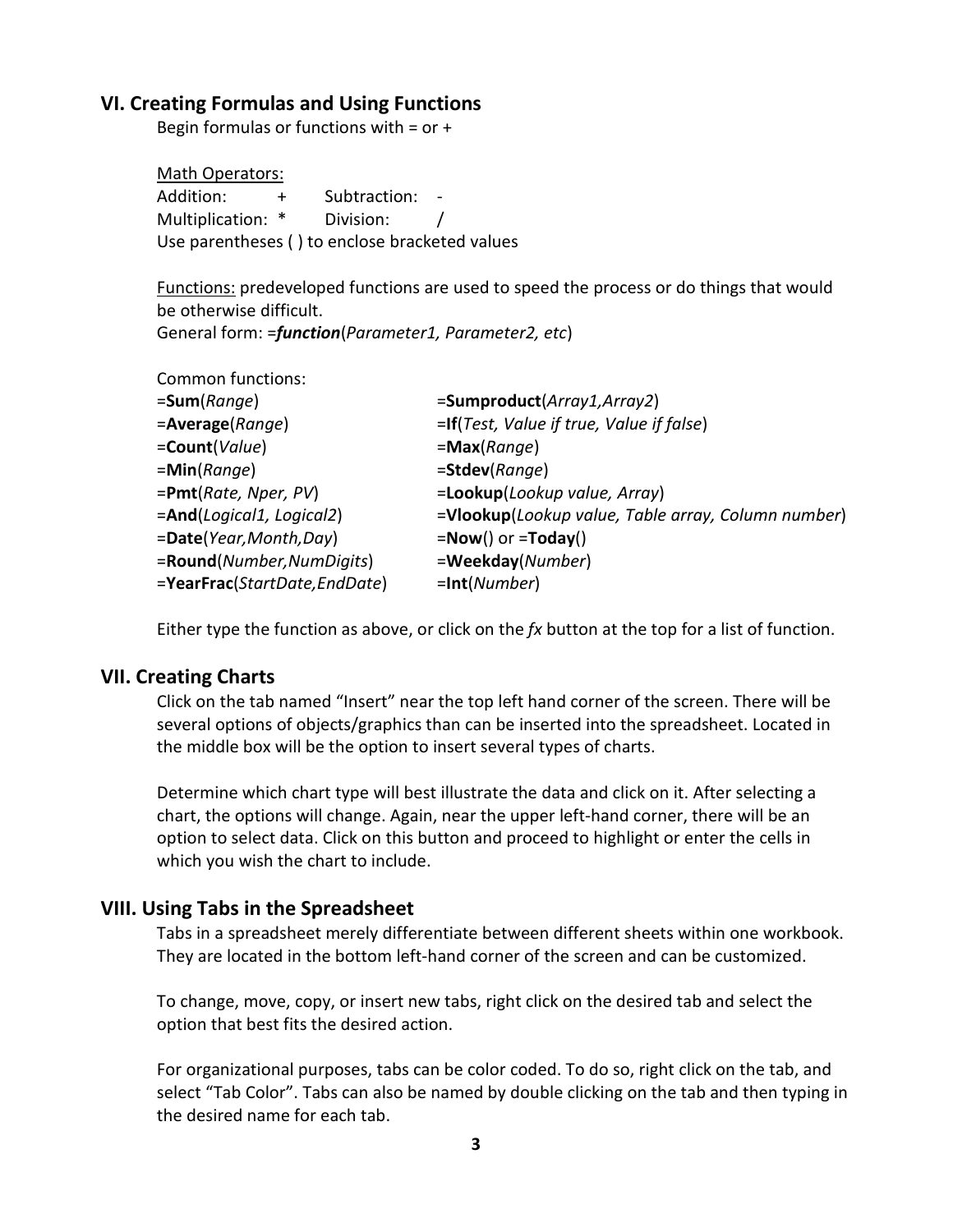## VI. Creating Formulas and Using Functions

Begin formulas or functions with = or +

Math Operators:

Addition: + Subtraction: -
Multiplication: * Division: /
Use parentheses ( ) to enclose bracketed values

Functions: predeveloped functions are used to speed the process or do things that would be otherwise difficult.
General form: =***function***(*Parameter1, Parameter2, etc*)

Common functions:

| | |
|---|---|
| =**Sum**(*Range*) | =**Sumproduct**(*Array1,Array2*) |
| =**Average**(*Range*) | =**If**(*Test, Value if true, Value if false*) |
| =**Count**(*Value*) | =**Max**(*Range*) |
| =**Min**(*Range*) | =**Stdev**(*Range*) |
| =**Pmt**(*Rate, Nper, PV*) | =**Lookup**(*Lookup value, Array*) |
| =**And**(*Logical1, Logical2*) | =**Vlookup**(*Lookup value, Table array, Column number*) |
| =**Date**(*Year,Month,Day*) | =**Now**() or =**Today**() |
| =**Round**(*Number,NumDigits*) | =**Weekday**(*Number*) |
| =**YearFrac**(*StartDate,EndDate*) | =**Int**(*Number*) |

Either type the function as above, or click on the *fx* button at the top for a list of function.

## VII. Creating Charts

Click on the tab named "Insert" near the top left hand corner of the screen. There will be several options of objects/graphics than can be inserted into the spreadsheet. Located in the middle box will be the option to insert several types of charts.

Determine which chart type will best illustrate the data and click on it. After selecting a chart, the options will change. Again, near the upper left-hand corner, there will be an option to select data. Click on this button and proceed to highlight or enter the cells in which you wish the chart to include.

## VIII. Using Tabs in the Spreadsheet

Tabs in a spreadsheet merely differentiate between different sheets within one workbook. They are located in the bottom left-hand corner of the screen and can be customized.

To change, move, copy, or insert new tabs, right click on the desired tab and select the option that best fits the desired action.

For organizational purposes, tabs can be color coded. To do so, right click on the tab, and select "Tab Color". Tabs can also be named by double clicking on the tab and then typing in the desired name for each tab.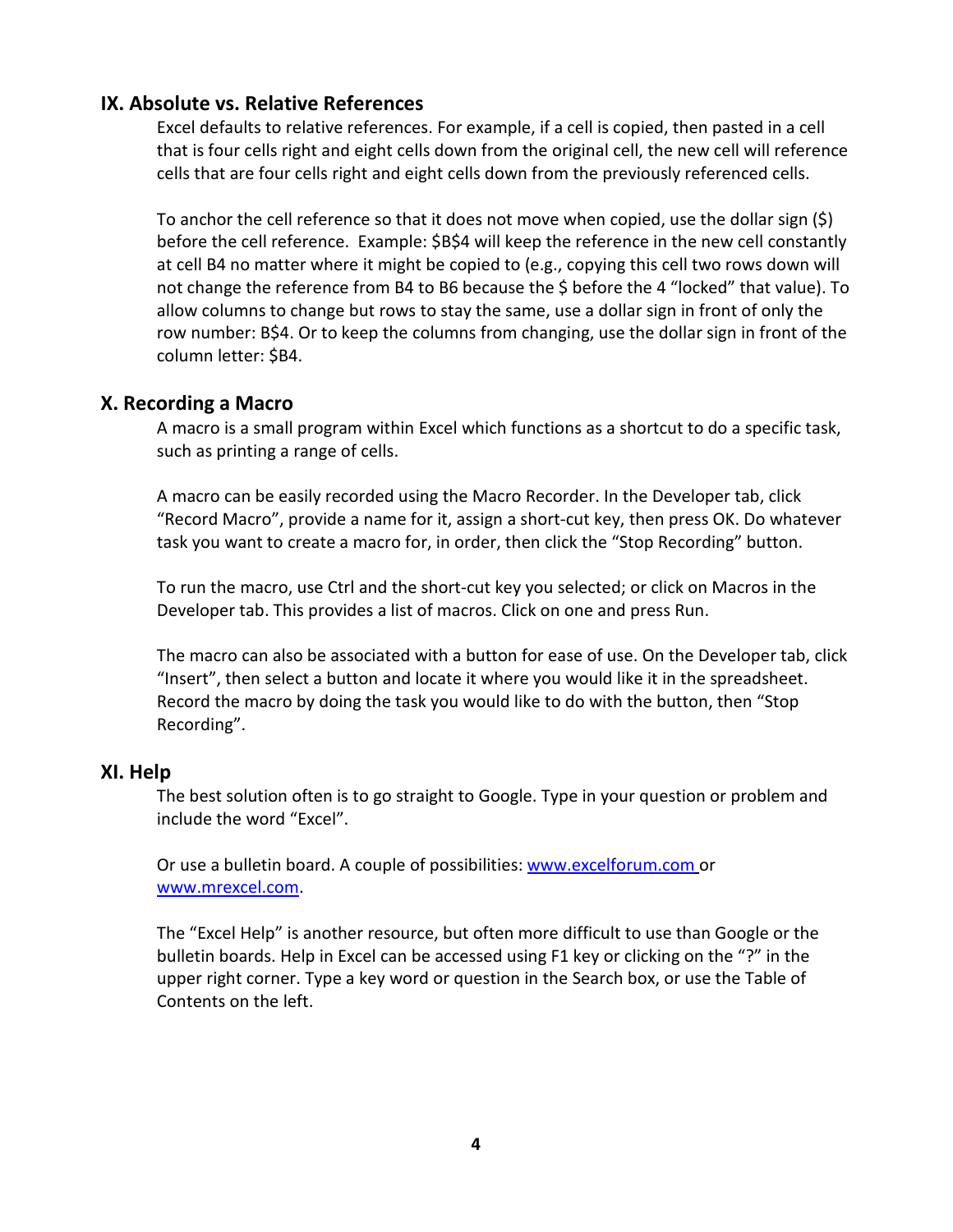## IX. Absolute vs. Relative References

Excel defaults to relative references. For example, if a cell is copied, then pasted in a cell that is four cells right and eight cells down from the original cell, the new cell will reference cells that are four cells right and eight cells down from the previously referenced cells.

To anchor the cell reference so that it does not move when copied, use the dollar sign ($) before the cell reference. Example: $B$4 will keep the reference in the new cell constantly at cell B4 no matter where it might be copied to (e.g., copying this cell two rows down will not change the reference from B4 to B6 because the $ before the 4 "locked" that value). To allow columns to change but rows to stay the same, use a dollar sign in front of only the row number: B$4. Or to keep the columns from changing, use the dollar sign in front of the column letter: $B4.

## X. Recording a Macro

A macro is a small program within Excel which functions as a shortcut to do a specific task, such as printing a range of cells.

A macro can be easily recorded using the Macro Recorder. In the Developer tab, click "Record Macro", provide a name for it, assign a short-cut key, then press OK. Do whatever task you want to create a macro for, in order, then click the "Stop Recording" button.

To run the macro, use Ctrl and the short-cut key you selected; or click on Macros in the Developer tab. This provides a list of macros. Click on one and press Run.

The macro can also be associated with a button for ease of use. On the Developer tab, click "Insert", then select a button and locate it where you would like it in the spreadsheet. Record the macro by doing the task you would like to do with the button, then "Stop Recording".

## XI. Help

The best solution often is to go straight to Google. Type in your question or problem and include the word "Excel".

Or use a bulletin board. A couple of possibilities: [www.excelforum.com](http://www.excelforum.com) or [www.mrexcel.com](http://www.mrexcel.com).

The "Excel Help" is another resource, but often more difficult to use than Google or the bulletin boards. Help in Excel can be accessed using F1 key or clicking on the "?" in the upper right corner. Type a key word or question in the Search box, or use the Table of Contents on the left.